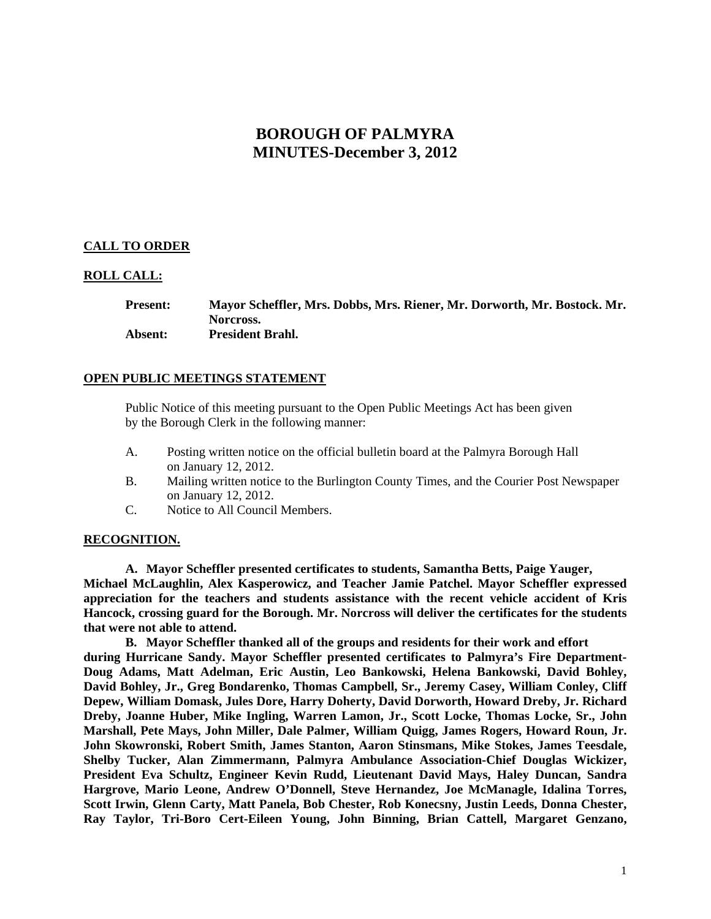# BOROUGH OF PALMYRA
# MINUTES-December 3, 2012

**CALL TO ORDER**

**ROLL CALL:**

**Present:** **Mayor Scheffler, Mrs. Dobbs, Mrs. Riener, Mr. Dorworth, Mr. Bostock. Mr. Norcross.**
**Absent:** **President Brahl.**

**OPEN PUBLIC MEETINGS STATEMENT**

Public Notice of this meeting pursuant to the Open Public Meetings Act has been given by the Borough Clerk in the following manner:

A. Posting written notice on the official bulletin board at the Palmyra Borough Hall on January 12, 2012.
B. Mailing written notice to the Burlington County Times, and the Courier Post Newspaper on January 12, 2012.
C. Notice to All Council Members.

**RECOGNITION.**

**A. Mayor Scheffler presented certificates to students, Samantha Betts, Paige Yauger, Michael McLaughlin, Alex Kasperowicz, and Teacher Jamie Patchel. Mayor Scheffler expressed appreciation for the teachers and students assistance with the recent vehicle accident of Kris Hancock, crossing guard for the Borough. Mr. Norcross will deliver the certificates for the students that were not able to attend.**

**B. Mayor Scheffler thanked all of the groups and residents for their work and effort during Hurricane Sandy. Mayor Scheffler presented certificates to Palmyra's Fire Department-Doug Adams, Matt Adelman, Eric Austin, Leo Bankowski, Helena Bankowski, David Bohley, David Bohley, Jr., Greg Bondarenko, Thomas Campbell, Sr., Jeremy Casey, William Conley, Cliff Depew, William Domask, Jules Dore, Harry Doherty, David Dorworth, Howard Dreby, Jr. Richard Dreby, Joanne Huber, Mike Ingling, Warren Lamon, Jr., Scott Locke, Thomas Locke, Sr., John Marshall, Pete Mays, John Miller, Dale Palmer, William Quigg, James Rogers, Howard Roun, Jr. John Skowronski, Robert Smith, James Stanton, Aaron Stinsmans, Mike Stokes, James Teesdale, Shelby Tucker, Alan Zimmermann, Palmyra Ambulance Association-Chief Douglas Wickizer, President Eva Schultz, Engineer Kevin Rudd, Lieutenant David Mays, Haley Duncan, Sandra Hargrove, Mario Leone, Andrew O'Donnell, Steve Hernandez, Joe McManagle, Idalina Torres, Scott Irwin, Glenn Carty, Matt Panela, Bob Chester, Rob Konecsny, Justin Leeds, Donna Chester, Ray Taylor, Tri-Boro Cert-Eileen Young, John Binning, Brian Cattell, Margaret Genzano,**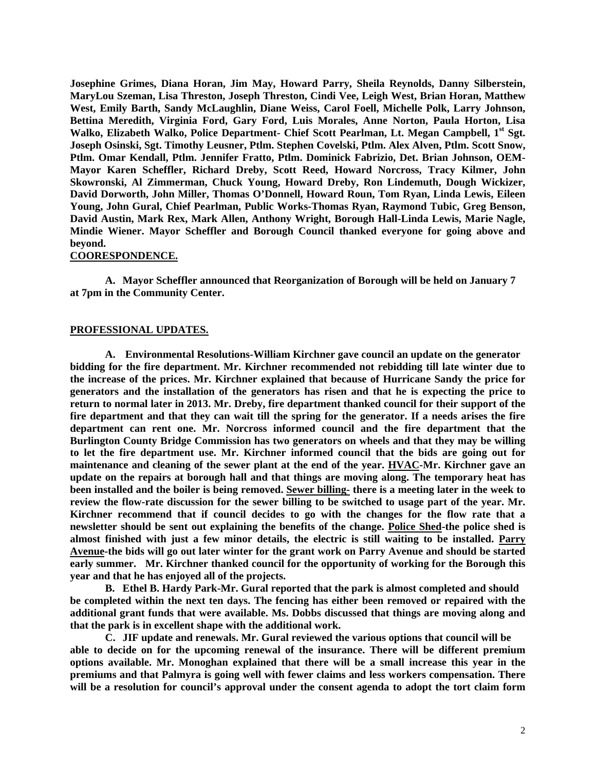**Josephine Grimes, Diana Horan, Jim May, Howard Parry, Sheila Reynolds, Danny Silberstein, MaryLou Szeman, Lisa Threston, Joseph Threston, Cindi Vee, Leigh West, Brian Horan, Matthew West, Emily Barth, Sandy McLaughlin, Diane Weiss, Carol Foell, Michelle Polk, Larry Johnson, Bettina Meredith, Virginia Ford, Gary Ford, Luis Morales, Anne Norton, Paula Horton, Lisa Walko, Elizabeth Walko, Police Department- Chief Scott Pearlman, Lt. Megan Campbell, 1st Sgt. Joseph Osinski, Sgt. Timothy Leusner, Ptlm. Stephen Covelski, Ptlm. Alex Alven, Ptlm. Scott Snow, Ptlm. Omar Kendall, Ptlm. Jennifer Fratto, Ptlm. Dominick Fabrizio, Det. Brian Johnson, OEM-Mayor Karen Scheffler, Richard Dreby, Scott Reed, Howard Norcross, Tracy Kilmer, John Skowronski, Al Zimmerman, Chuck Young, Howard Dreby, Ron Lindemuth, Dough Wickizer, David Dorworth, John Miller, Thomas O'Donnell, Howard Roun, Tom Ryan, Linda Lewis, Eileen Young, John Gural, Chief Pearlman, Public Works-Thomas Ryan, Raymond Tubic, Greg Benson, David Austin, Mark Rex, Mark Allen, Anthony Wright, Borough Hall-Linda Lewis, Marie Nagle, Mindie Wiener. Mayor Scheffler and Borough Council thanked everyone for going above and beyond.**

**COORESPONDENCE.**

**A. Mayor Scheffler announced that Reorganization of Borough will be held on January 7 at 7pm in the Community Center.**

**PROFESSIONAL UPDATES.**

**A. Environmental Resolutions-William Kirchner gave council an update on the generator bidding for the fire department. Mr. Kirchner recommended not rebidding till late winter due to the increase of the prices. Mr. Kirchner explained that because of Hurricane Sandy the price for generators and the installation of the generators has risen and that he is expecting the price to return to normal later in 2013. Mr. Dreby, fire department thanked council for their support of the fire department and that they can wait till the spring for the generator. If a needs arises the fire department can rent one. Mr. Norcross informed council and the fire department that the Burlington County Bridge Commission has two generators on wheels and that they may be willing to let the fire department use. Mr. Kirchner informed council that the bids are going out for maintenance and cleaning of the sewer plant at the end of the year. HVAC-Mr. Kirchner gave an update on the repairs at borough hall and that things are moving along. The temporary heat has been installed and the boiler is being removed. Sewer billing- there is a meeting later in the week to review the flow-rate discussion for the sewer billing to be switched to usage part of the year. Mr. Kirchner recommend that if council decides to go with the changes for the flow rate that a newsletter should be sent out explaining the benefits of the change. Police Shed-the police shed is almost finished with just a few minor details, the electric is still waiting to be installed. Parry Avenue-the bids will go out later winter for the grant work on Parry Avenue and should be started early summer. Mr. Kirchner thanked council for the opportunity of working for the Borough this year and that he has enjoyed all of the projects.**

**B. Ethel B. Hardy Park-Mr. Gural reported that the park is almost completed and should be completed within the next ten days. The fencing has either been removed or repaired with the additional grant funds that were available. Ms. Dobbs discussed that things are moving along and that the park is in excellent shape with the additional work.**

**C. JIF update and renewals. Mr. Gural reviewed the various options that council will be able to decide on for the upcoming renewal of the insurance. There will be different premium options available. Mr. Monoghan explained that there will be a small increase this year in the premiums and that Palmyra is going well with fewer claims and less workers compensation. There will be a resolution for council's approval under the consent agenda to adopt the tort claim form**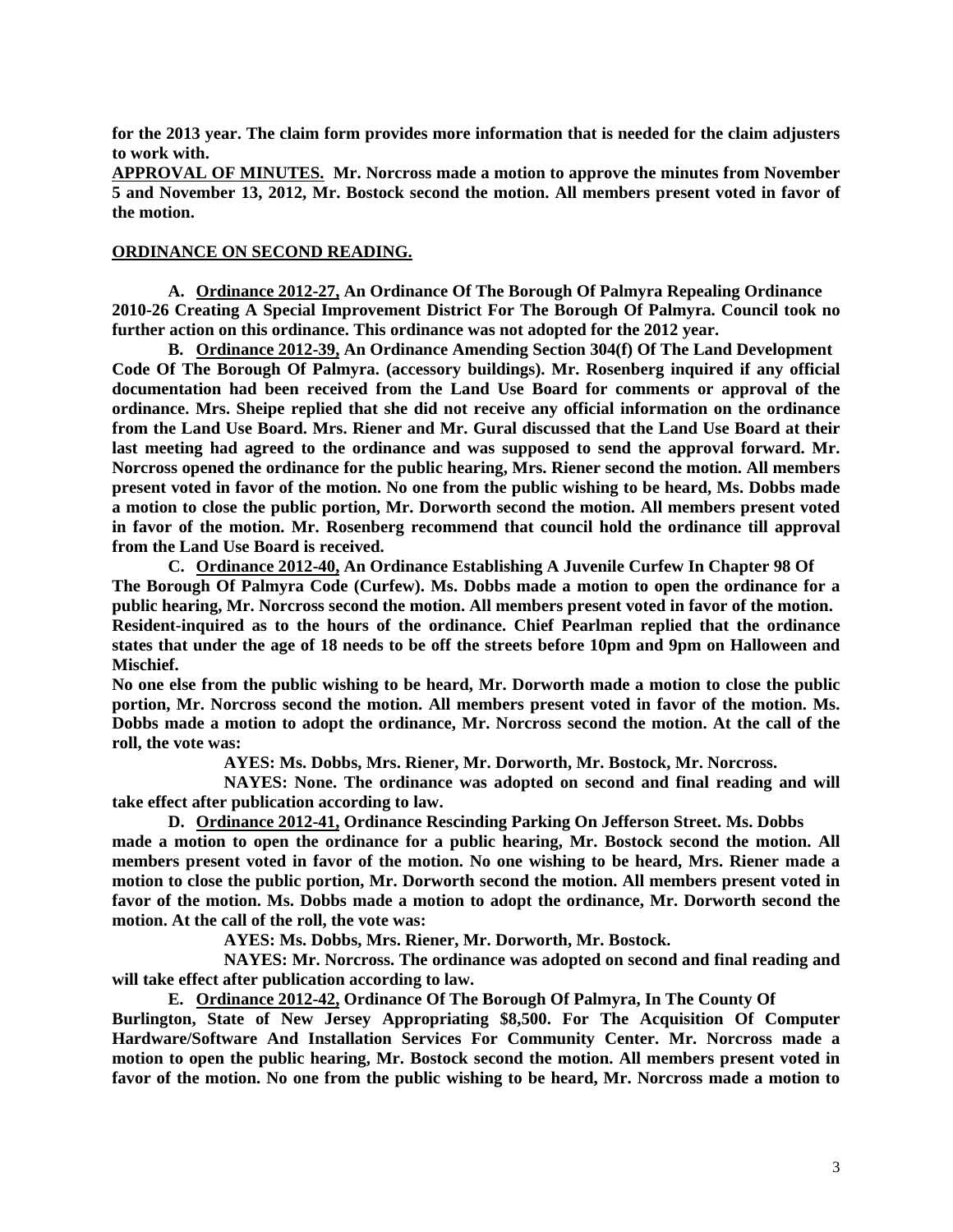**for the 2013 year. The claim form provides more information that is needed for the claim adjusters to work with.**

**APPROVAL OF MINUTES. Mr. Norcross made a motion to approve the minutes from November 5 and November 13, 2012, Mr. Bostock second the motion. All members present voted in favor of the motion.**

**ORDINANCE ON SECOND READING.**

**A. Ordinance 2012-27, An Ordinance Of The Borough Of Palmyra Repealing Ordinance 2010-26 Creating A Special Improvement District For The Borough Of Palmyra. Council took no further action on this ordinance. This ordinance was not adopted for the 2012 year.**

**B. Ordinance 2012-39, An Ordinance Amending Section 304(f) Of The Land Development Code Of The Borough Of Palmyra. (accessory buildings). Mr. Rosenberg inquired if any official documentation had been received from the Land Use Board for comments or approval of the ordinance. Mrs. Sheipe replied that she did not receive any official information on the ordinance from the Land Use Board. Mrs. Riener and Mr. Gural discussed that the Land Use Board at their last meeting had agreed to the ordinance and was supposed to send the approval forward. Mr. Norcross opened the ordinance for the public hearing, Mrs. Riener second the motion. All members present voted in favor of the motion. No one from the public wishing to be heard, Ms. Dobbs made a motion to close the public portion, Mr. Dorworth second the motion. All members present voted in favor of the motion. Mr. Rosenberg recommend that council hold the ordinance till approval from the Land Use Board is received.**

**C. Ordinance 2012-40, An Ordinance Establishing A Juvenile Curfew In Chapter 98 Of The Borough Of Palmyra Code (Curfew). Ms. Dobbs made a motion to open the ordinance for a public hearing, Mr. Norcross second the motion. All members present voted in favor of the motion. Resident-inquired as to the hours of the ordinance. Chief Pearlman replied that the ordinance states that under the age of 18 needs to be off the streets before 10pm and 9pm on Halloween and Mischief.**

**No one else from the public wishing to be heard, Mr. Dorworth made a motion to close the public portion, Mr. Norcross second the motion. All members present voted in favor of the motion. Ms. Dobbs made a motion to adopt the ordinance, Mr. Norcross second the motion. At the call of the roll, the vote was:**

**AYES: Ms. Dobbs, Mrs. Riener, Mr. Dorworth, Mr. Bostock, Mr. Norcross.**

**NAYES: None. The ordinance was adopted on second and final reading and will take effect after publication according to law.**

**D. Ordinance 2012-41, Ordinance Rescinding Parking On Jefferson Street. Ms. Dobbs made a motion to open the ordinance for a public hearing, Mr. Bostock second the motion. All members present voted in favor of the motion. No one wishing to be heard, Mrs. Riener made a motion to close the public portion, Mr. Dorworth second the motion. All members present voted in favor of the motion. Ms. Dobbs made a motion to adopt the ordinance, Mr. Dorworth second the motion. At the call of the roll, the vote was:**

**AYES: Ms. Dobbs, Mrs. Riener, Mr. Dorworth, Mr. Bostock.**

**NAYES: Mr. Norcross. The ordinance was adopted on second and final reading and will take effect after publication according to law.**

**E. Ordinance 2012-42, Ordinance Of The Borough Of Palmyra, In The County Of Burlington, State of New Jersey Appropriating $8,500. For The Acquisition Of Computer Hardware/Software And Installation Services For Community Center. Mr. Norcross made a motion to open the public hearing, Mr. Bostock second the motion. All members present voted in favor of the motion. No one from the public wishing to be heard, Mr. Norcross made a motion to**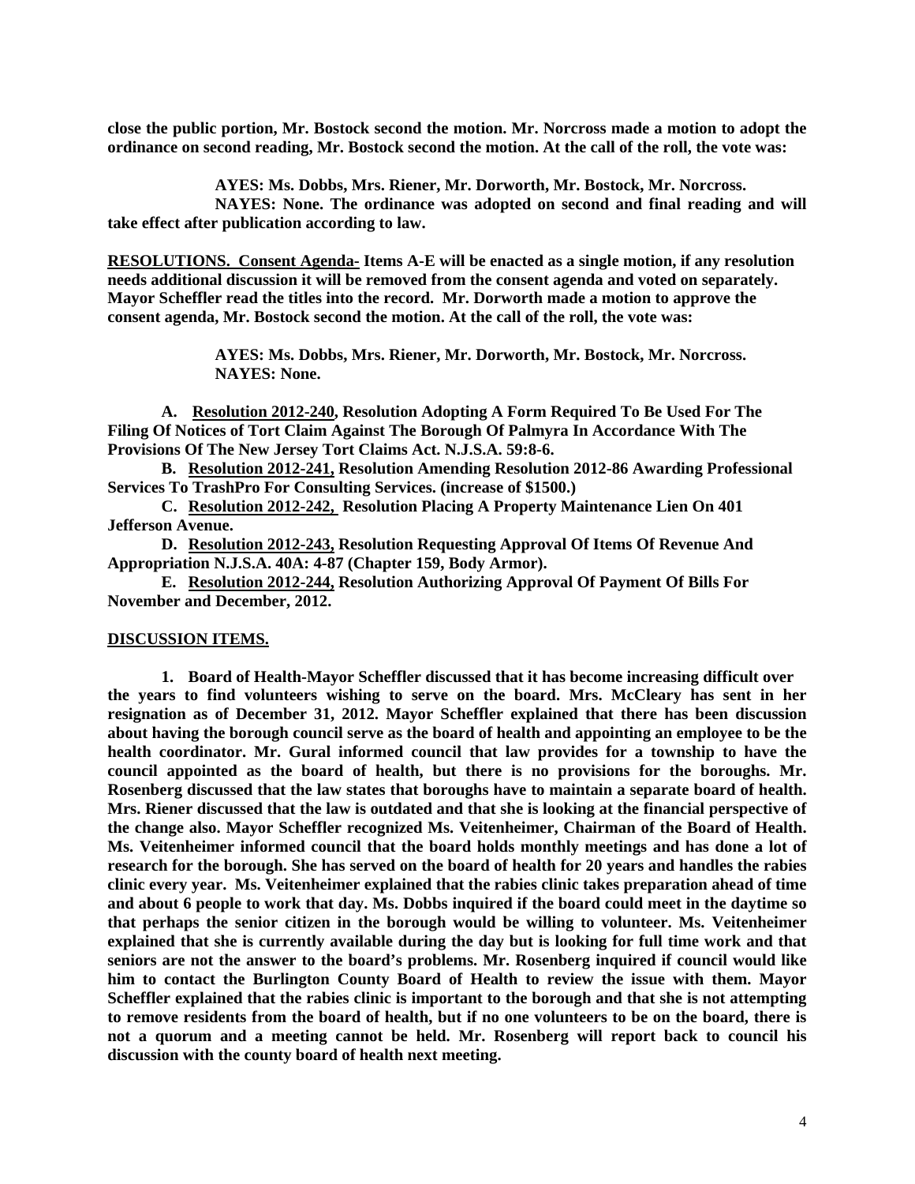**close the public portion, Mr. Bostock second the motion. Mr. Norcross made a motion to adopt the ordinance on second reading, Mr. Bostock second the motion. At the call of the roll, the vote was:**

**AYES: Ms. Dobbs, Mrs. Riener, Mr. Dorworth, Mr. Bostock, Mr. Norcross.**
**NAYES: None. The ordinance was adopted on second and final reading and will take effect after publication according to law.**

**RESOLUTIONS. Consent Agenda- Items A-E will be enacted as a single motion, if any resolution needs additional discussion it will be removed from the consent agenda and voted on separately. Mayor Scheffler read the titles into the record. Mr. Dorworth made a motion to approve the consent agenda, Mr. Bostock second the motion. At the call of the roll, the vote was:**

**AYES: Ms. Dobbs, Mrs. Riener, Mr. Dorworth, Mr. Bostock, Mr. Norcross.**
**NAYES: None.**

**A. Resolution 2012-240, Resolution Adopting A Form Required To Be Used For The Filing Of Notices of Tort Claim Against The Borough Of Palmyra In Accordance With The Provisions Of The New Jersey Tort Claims Act. N.J.S.A. 59:8-6.**

**B. Resolution 2012-241, Resolution Amending Resolution 2012-86 Awarding Professional Services To TrashPro For Consulting Services. (increase of $1500.)**

**C. Resolution 2012-242, Resolution Placing A Property Maintenance Lien On 401 Jefferson Avenue.**

**D. Resolution 2012-243, Resolution Requesting Approval Of Items Of Revenue And Appropriation N.J.S.A. 40A: 4-87 (Chapter 159, Body Armor).**

**E. Resolution 2012-244, Resolution Authorizing Approval Of Payment Of Bills For November and December, 2012.**

**DISCUSSION ITEMS.**

**1. Board of Health-Mayor Scheffler discussed that it has become increasing difficult over the years to find volunteers wishing to serve on the board. Mrs. McCleary has sent in her resignation as of December 31, 2012. Mayor Scheffler explained that there has been discussion about having the borough council serve as the board of health and appointing an employee to be the health coordinator. Mr. Gural informed council that law provides for a township to have the council appointed as the board of health, but there is no provisions for the boroughs. Mr. Rosenberg discussed that the law states that boroughs have to maintain a separate board of health. Mrs. Riener discussed that the law is outdated and that she is looking at the financial perspective of the change also. Mayor Scheffler recognized Ms. Veitenheimer, Chairman of the Board of Health. Ms. Veitenheimer informed council that the board holds monthly meetings and has done a lot of research for the borough. She has served on the board of health for 20 years and handles the rabies clinic every year. Ms. Veitenheimer explained that the rabies clinic takes preparation ahead of time and about 6 people to work that day. Ms. Dobbs inquired if the board could meet in the daytime so that perhaps the senior citizen in the borough would be willing to volunteer. Ms. Veitenheimer explained that she is currently available during the day but is looking for full time work and that seniors are not the answer to the board's problems. Mr. Rosenberg inquired if council would like him to contact the Burlington County Board of Health to review the issue with them. Mayor Scheffler explained that the rabies clinic is important to the borough and that she is not attempting to remove residents from the board of health, but if no one volunteers to be on the board, there is not a quorum and a meeting cannot be held. Mr. Rosenberg will report back to council his discussion with the county board of health next meeting.**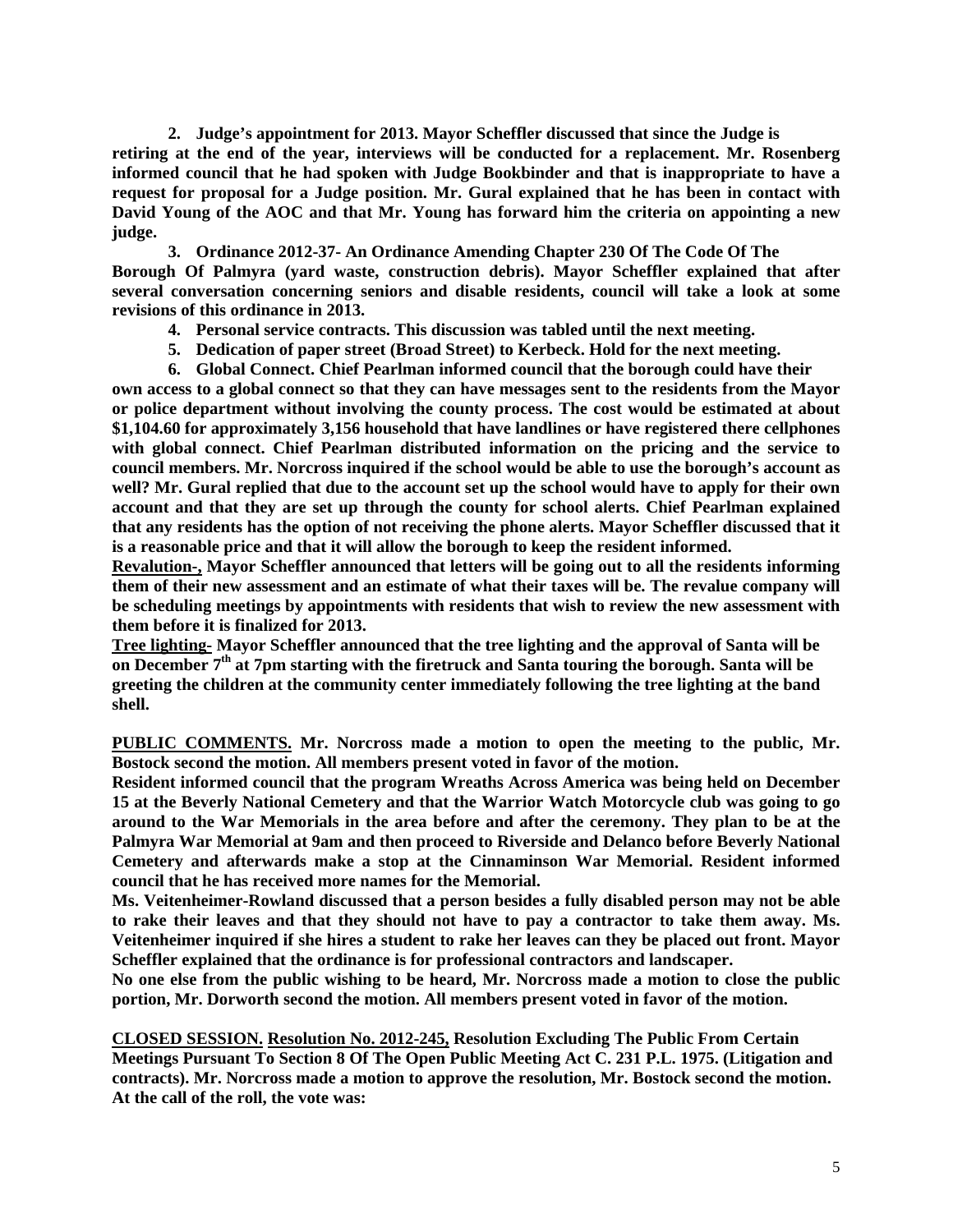**2. Judge's appointment for 2013. Mayor Scheffler discussed that since the Judge is retiring at the end of the year, interviews will be conducted for a replacement. Mr. Rosenberg informed council that he had spoken with Judge Bookbinder and that is inappropriate to have a request for proposal for a Judge position. Mr. Gural explained that he has been in contact with David Young of the AOC and that Mr. Young has forward him the criteria on appointing a new judge.**

**3. Ordinance 2012-37- An Ordinance Amending Chapter 230 Of The Code Of The Borough Of Palmyra (yard waste, construction debris). Mayor Scheffler explained that after several conversation concerning seniors and disable residents, council will take a look at some revisions of this ordinance in 2013.**

**4. Personal service contracts. This discussion was tabled until the next meeting.**

**5. Dedication of paper street (Broad Street) to Kerbeck. Hold for the next meeting.**

**6. Global Connect. Chief Pearlman informed council that the borough could have their own access to a global connect so that they can have messages sent to the residents from the Mayor or police department without involving the county process. The cost would be estimated at about $1,104.60 for approximately 3,156 household that have landlines or have registered there cellphones with global connect. Chief Pearlman distributed information on the pricing and the service to council members. Mr. Norcross inquired if the school would be able to use the borough's account as well? Mr. Gural replied that due to the account set up the school would have to apply for their own account and that they are set up through the county for school alerts. Chief Pearlman explained that any residents has the option of not receiving the phone alerts. Mayor Scheffler discussed that it is a reasonable price and that it will allow the borough to keep the resident informed.**

**<u>Revalution-,</u> Mayor Scheffler announced that letters will be going out to all the residents informing them of their new assessment and an estimate of what their taxes will be. The revalue company will be scheduling meetings by appointments with residents that wish to review the new assessment with them before it is finalized for 2013.**

**<u>Tree lighting-</u> Mayor Scheffler announced that the tree lighting and the approval of Santa will be on December 7th at 7pm starting with the firetruck and Santa touring the borough. Santa will be greeting the children at the community center immediately following the tree lighting at the band shell.**

**<u>PUBLIC COMMENTS.</u> Mr. Norcross made a motion to open the meeting to the public, Mr. Bostock second the motion. All members present voted in favor of the motion.**

**Resident informed council that the program Wreaths Across America was being held on December 15 at the Beverly National Cemetery and that the Warrior Watch Motorcycle club was going to go around to the War Memorials in the area before and after the ceremony. They plan to be at the Palmyra War Memorial at 9am and then proceed to Riverside and Delanco before Beverly National Cemetery and afterwards make a stop at the Cinnaminson War Memorial. Resident informed council that he has received more names for the Memorial.**

**Ms. Veitenheimer-Rowland discussed that a person besides a fully disabled person may not be able to rake their leaves and that they should not have to pay a contractor to take them away. Ms. Veitenheimer inquired if she hires a student to rake her leaves can they be placed out front. Mayor Scheffler explained that the ordinance is for professional contractors and landscaper.**

**No one else from the public wishing to be heard, Mr. Norcross made a motion to close the public portion, Mr. Dorworth second the motion. All members present voted in favor of the motion.**

**<u>CLOSED SESSION.</u> <u>Resolution No. 2012-245,</u> Resolution Excluding The Public From Certain Meetings Pursuant To Section 8 Of The Open Public Meeting Act C. 231 P.L. 1975. (Litigation and contracts). Mr. Norcross made a motion to approve the resolution, Mr. Bostock second the motion. At the call of the roll, the vote was:**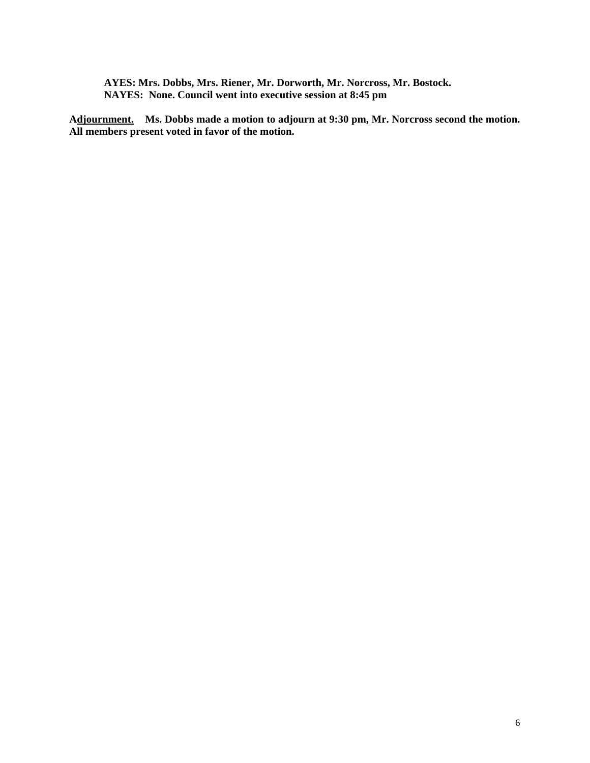**AYES: Mrs. Dobbs, Mrs. Riener, Mr. Dorworth, Mr. Norcross, Mr. Bostock.**
**NAYES: None. Council went into executive session at 8:45 pm**

**A<u>djournment.</u>** **Ms. Dobbs made a motion to adjourn at 9:30 pm, Mr. Norcross second the motion. All members present voted in favor of the motion.**